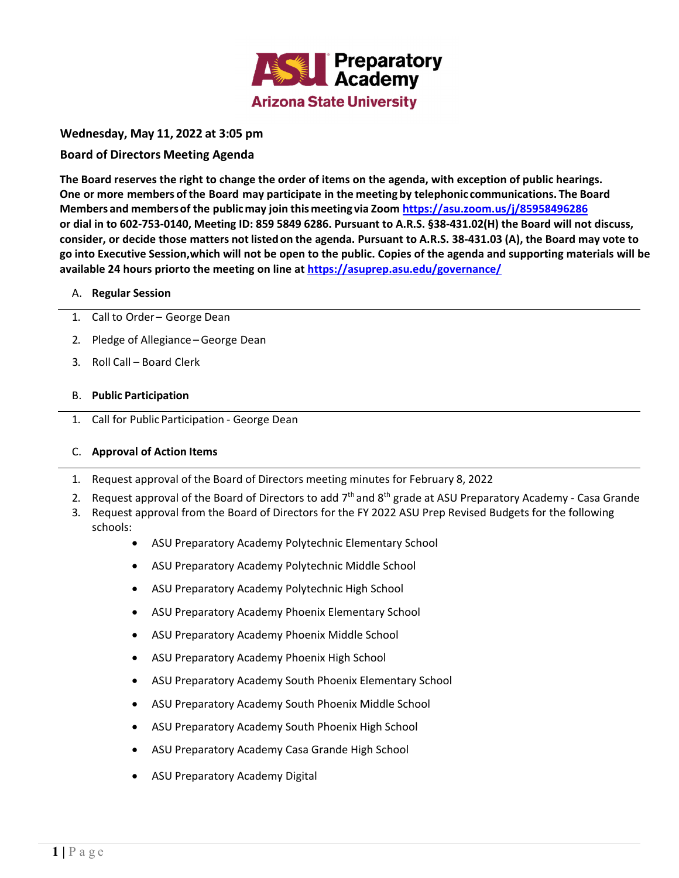ASU Preparatory Academy
Arizona State University

**Wednesday, May 11, 2022 at 3:05 pm**

**Board of Directors Meeting Agenda**

**The Board reserves the right to change the order of items on the agenda, with exception of public hearings. One or more members of the Board may participate in the meeting by telephonic communications. The Board Members and members of the public may join this meeting via Zoom https://asu.zoom.us/j/85958496286 or dial in to 602-753-0140, Meeting ID: 859 5849 6286. Pursuant to A.R.S. §38-431.02(H) the Board will not discuss, consider, or decide those matters not listed on the agenda. Pursuant to A.R.S. 38-431.03 (A), the Board may vote to go into Executive Session,which will not be open to the public. Copies of the agenda and supporting materials will be available 24 hours priorto the meeting on line at https://asuprep.asu.edu/governance/**

## A. Regular Session

1. Call to Order – George Dean
2. Pledge of Allegiance – George Dean
3. Roll Call – Board Clerk

## B. Public Participation

1. Call for Public Participation - George Dean

## C. Approval of Action Items

1. Request approval of the Board of Directors meeting minutes for February 8, 2022
2. Request approval of the Board of Directors to add 7th and 8th grade at ASU Preparatory Academy - Casa Grande
3. Request approval from the Board of Directors for the FY 2022 ASU Prep Revised Budgets for the following schools:
   - ASU Preparatory Academy Polytechnic Elementary School
   - ASU Preparatory Academy Polytechnic Middle School
   - ASU Preparatory Academy Polytechnic High School
   - ASU Preparatory Academy Phoenix Elementary School
   - ASU Preparatory Academy Phoenix Middle School
   - ASU Preparatory Academy Phoenix High School
   - ASU Preparatory Academy South Phoenix Elementary School
   - ASU Preparatory Academy South Phoenix Middle School
   - ASU Preparatory Academy South Phoenix High School
   - ASU Preparatory Academy Casa Grande High School
   - ASU Preparatory Academy Digital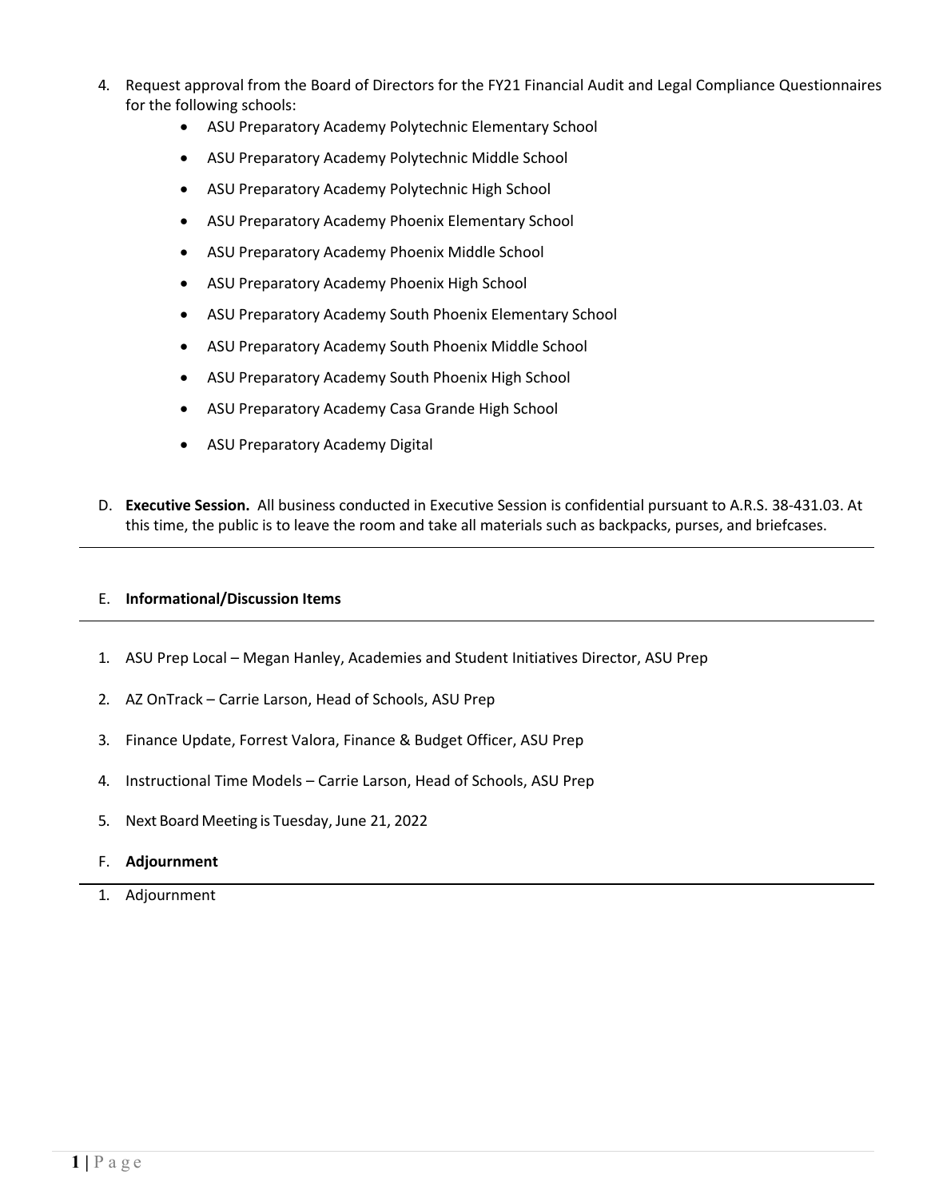4. Request approval from the Board of Directors for the FY21 Financial Audit and Legal Compliance Questionnaires for the following schools:
    - ASU Preparatory Academy Polytechnic Elementary School
    - ASU Preparatory Academy Polytechnic Middle School
    - ASU Preparatory Academy Polytechnic High School
    - ASU Preparatory Academy Phoenix Elementary School
    - ASU Preparatory Academy Phoenix Middle School
    - ASU Preparatory Academy Phoenix High School
    - ASU Preparatory Academy South Phoenix Elementary School
    - ASU Preparatory Academy South Phoenix Middle School
    - ASU Preparatory Academy South Phoenix High School
    - ASU Preparatory Academy Casa Grande High School
    - ASU Preparatory Academy Digital

D. **Executive Session.** All business conducted in Executive Session is confidential pursuant to A.R.S. 38-431.03. At this time, the public is to leave the room and take all materials such as backpacks, purses, and briefcases.

---

E. **Informational/Discussion Items**

---

1. ASU Prep Local – Megan Hanley, Academies and Student Initiatives Director, ASU Prep
2. AZ OnTrack – Carrie Larson, Head of Schools, ASU Prep
3. Finance Update, Forrest Valora, Finance & Budget Officer, ASU Prep
4. Instructional Time Models – Carrie Larson, Head of Schools, ASU Prep
5. Next Board Meeting is Tuesday, June 21, 2022

F. **Adjournment**

---

1. Adjournment